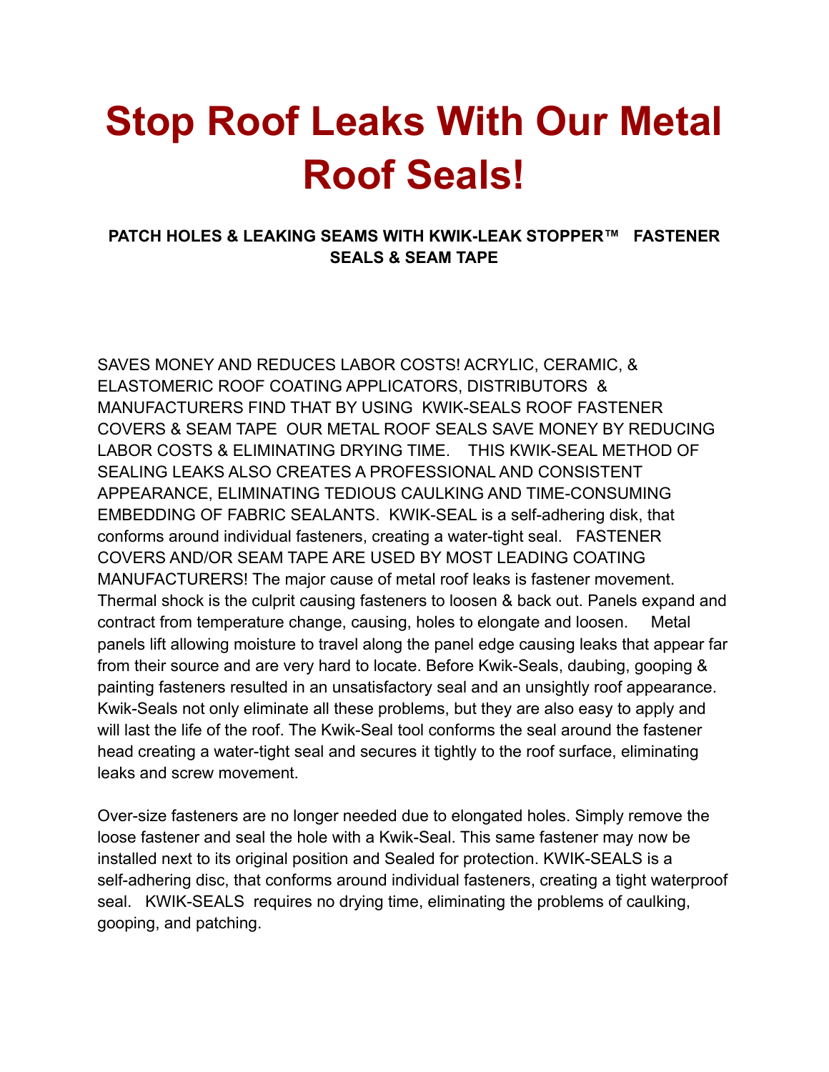# Stop Roof Leaks With Our Metal Roof Seals!

### PATCH HOLES & LEAKING SEAMS WITH KWIK-LEAK STOPPER™ FASTENER SEALS & SEAM TAPE

SAVES MONEY AND REDUCES LABOR COSTS! ACRYLIC, CERAMIC, & ELASTOMERIC ROOF COATING APPLICATORS, DISTRIBUTORS & MANUFACTURERS FIND THAT BY USING KWIK-SEALS ROOF FASTENER COVERS & SEAM TAPE OUR METAL ROOF SEALS SAVE MONEY BY REDUCING LABOR COSTS & ELIMINATING DRYING TIME. THIS KWIK-SEAL METHOD OF SEALING LEAKS ALSO CREATES A PROFESSIONAL AND CONSISTENT APPEARANCE, ELIMINATING TEDIOUS CAULKING AND TIME-CONSUMING EMBEDDING OF FABRIC SEALANTS. KWIK-SEAL is a self-adhering disk, that conforms around individual fasteners, creating a water-tight seal. FASTENER COVERS AND/OR SEAM TAPE ARE USED BY MOST LEADING COATING MANUFACTURERS! The major cause of metal roof leaks is fastener movement. Thermal shock is the culprit causing fasteners to loosen & back out. Panels expand and contract from temperature change, causing, holes to elongate and loosen. Metal panels lift allowing moisture to travel along the panel edge causing leaks that appear far from their source and are very hard to locate. Before Kwik-Seals, daubing, gooping & painting fasteners resulted in an unsatisfactory seal and an unsightly roof appearance. Kwik-Seals not only eliminate all these problems, but they are also easy to apply and will last the life of the roof. The Kwik-Seal tool conforms the seal around the fastener head creating a water-tight seal and secures it tightly to the roof surface, eliminating leaks and screw movement.

Over-size fasteners are no longer needed due to elongated holes. Simply remove the loose fastener and seal the hole with a Kwik-Seal. This same fastener may now be installed next to its original position and Sealed for protection. KWIK-SEALS is a self-adhering disc, that conforms around individual fasteners, creating a tight waterproof seal. KWIK-SEALS requires no drying time, eliminating the problems of caulking, gooping, and patching.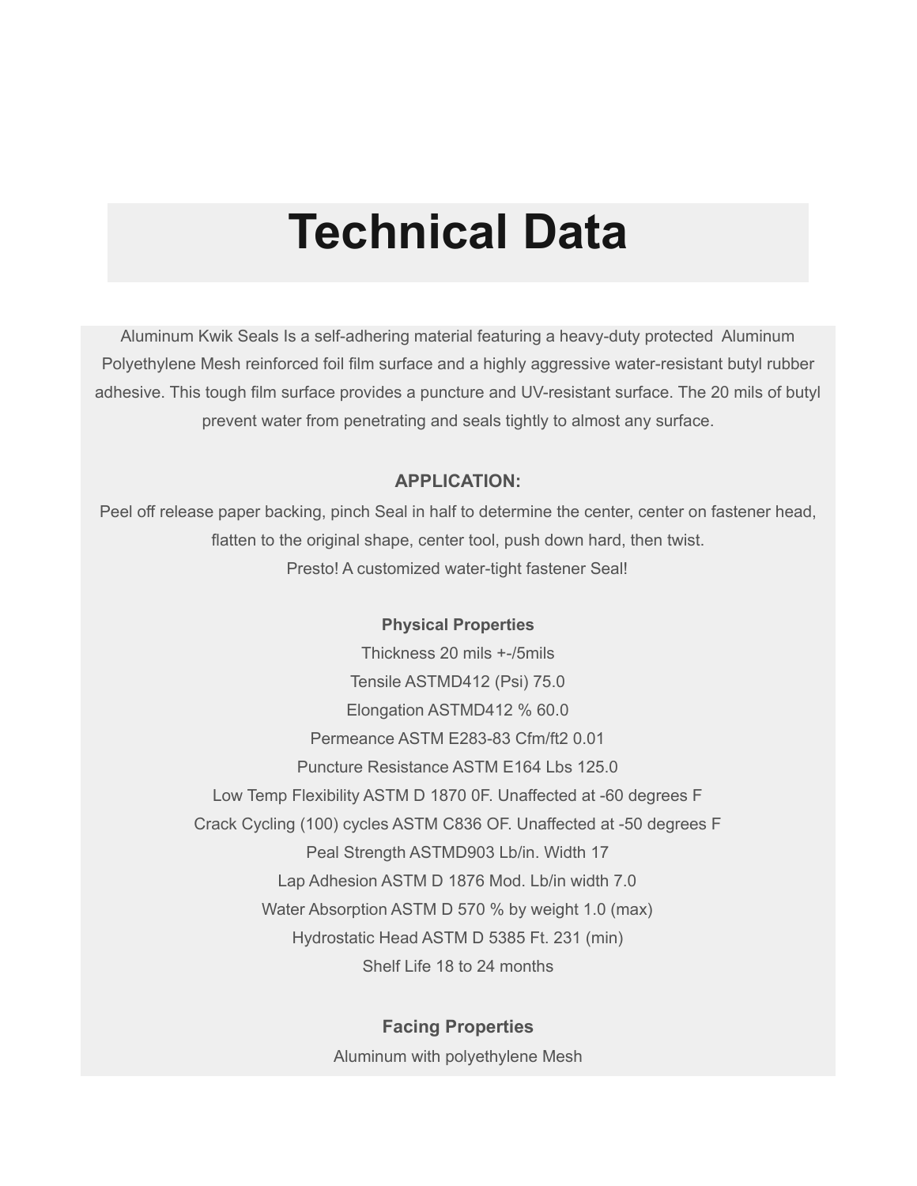# Technical Data

Aluminum Kwik Seals Is a self-adhering material featuring a heavy-duty protected Aluminum Polyethylene Mesh reinforced foil film surface and a highly aggressive water-resistant butyl rubber adhesive. This tough film surface provides a puncture and UV-resistant surface. The 20 mils of butyl prevent water from penetrating and seals tightly to almost any surface.

## APPLICATION:

Peel off release paper backing, pinch Seal in half to determine the center, center on fastener head, flatten to the original shape, center tool, push down hard, then twist.
Presto! A customized water-tight fastener Seal!

### Physical Properties

Thickness 20 mils +-/5mils

Tensile ASTMD412 (Psi) 75.0

Elongation ASTMD412 % 60.0

Permeance ASTM E283-83 Cfm/ft2 0.01

Puncture Resistance ASTM E164 Lbs 125.0

Low Temp Flexibility ASTM D 1870 0F. Unaffected at -60 degrees F

Crack Cycling (100) cycles ASTM C836 OF. Unaffected at -50 degrees F

Peal Strength ASTMD903 Lb/in. Width 17

Lap Adhesion ASTM D 1876 Mod. Lb/in width 7.0

Water Absorption ASTM D 570 % by weight 1.0 (max)

Hydrostatic Head ASTM D 5385 Ft. 231 (min)

Shelf Life 18 to 24 months

### Facing Properties

Aluminum with polyethylene Mesh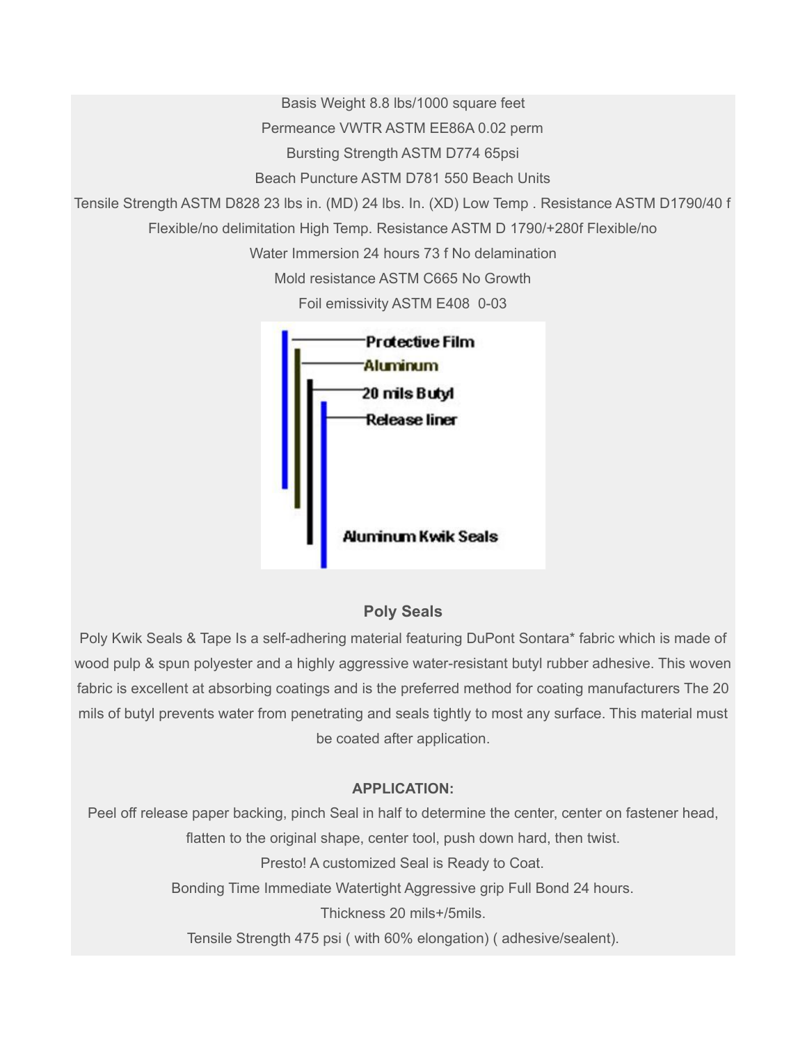Basis Weight 8.8 lbs/1000 square feet

Permeance VWTR ASTM EE86A 0.02 perm

Bursting Strength ASTM D774 65psi

Beach Puncture ASTM D781 550 Beach Units

Tensile Strength ASTM D828 23 lbs in. (MD) 24 lbs. In. (XD) Low Temp . Resistance ASTM D1790/40 f

Flexible/no delimitation High Temp. Resistance ASTM D 1790/+280f Flexible/no

Water Immersion 24 hours 73 f No delamination

Mold resistance ASTM C665 No Growth

Foil emissivity ASTM E408 0-03

Protective Film

Aluminum

20 mils Butyl

Release liner

Aluminum Kwik Seals

### Poly Seals

Poly Kwik Seals & Tape Is a self-adhering material featuring DuPont Sontara* fabric which is made of wood pulp & spun polyester and a highly aggressive water-resistant butyl rubber adhesive. This woven fabric is excellent at absorbing coatings and is the preferred method for coating manufacturers The 20 mils of butyl prevents water from penetrating and seals tightly to most any surface. This material must be coated after application.

**APPLICATION:**

Peel off release paper backing, pinch Seal in half to determine the center, center on fastener head, flatten to the original shape, center tool, push down hard, then twist.

Presto! A customized Seal is Ready to Coat.

Bonding Time Immediate Watertight Aggressive grip Full Bond 24 hours.

Thickness 20 mils+/5mils.

Tensile Strength 475 psi ( with 60% elongation) ( adhesive/sealent).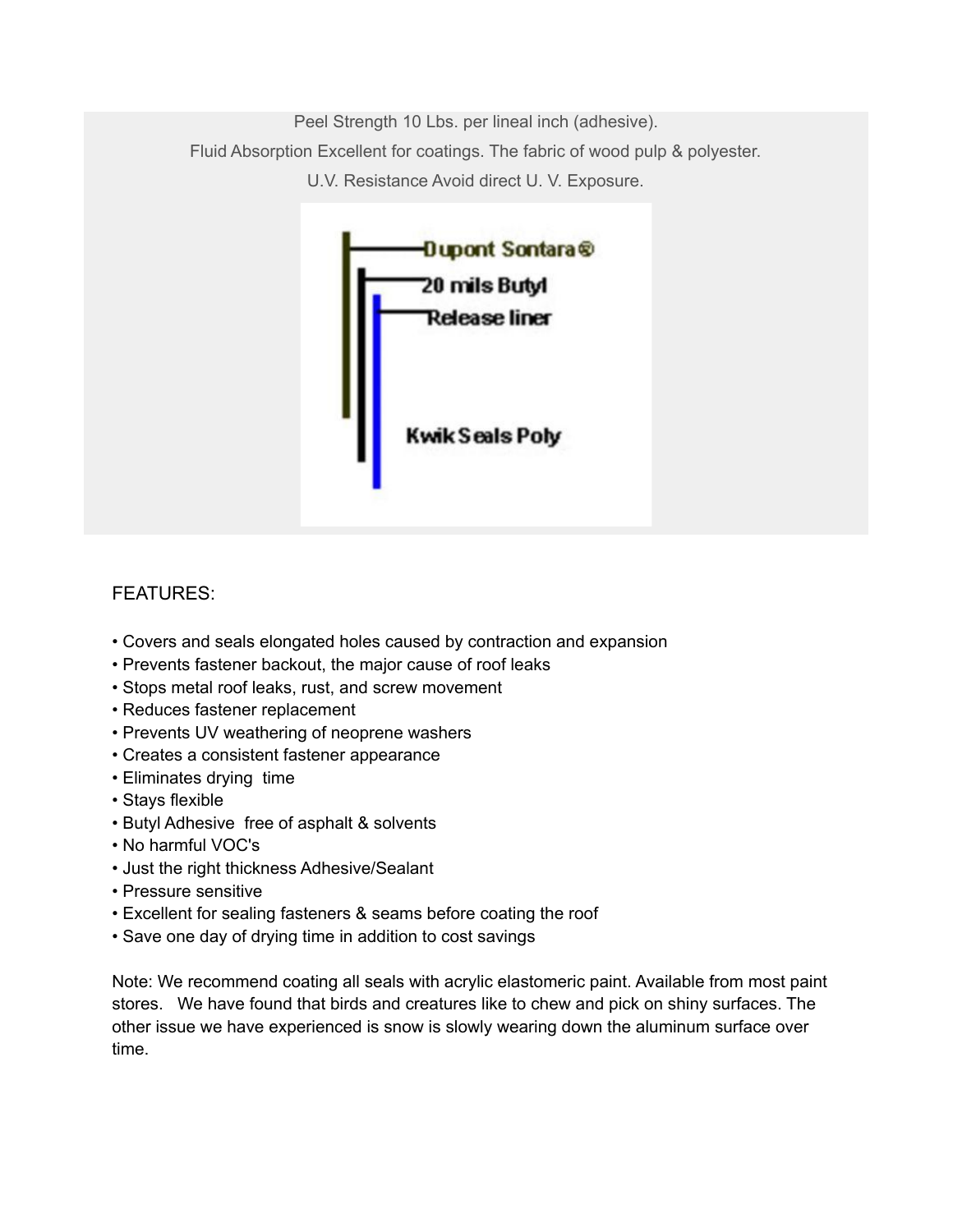Peel Strength 10 Lbs. per lineal inch (adhesive).

Fluid Absorption Excellent for coatings. The fabric of wood pulp & polyester.

U.V. Resistance Avoid direct U. V. Exposure.

Dupont Sontara®

20 mils Butyl

Release liner

Kwik Seals Poly

FEATURES:

- Covers and seals elongated holes caused by contraction and expansion
- Prevents fastener backout, the major cause of roof leaks
- Stops metal roof leaks, rust, and screw movement
- Reduces fastener replacement
- Prevents UV weathering of neoprene washers
- Creates a consistent fastener appearance
- Eliminates drying time
- Stays flexible
- Butyl Adhesive free of asphalt & solvents
- No harmful VOC's
- Just the right thickness Adhesive/Sealant
- Pressure sensitive
- Excellent for sealing fasteners & seams before coating the roof
- Save one day of drying time in addition to cost savings

Note: We recommend coating all seals with acrylic elastomeric paint. Available from most paint stores. We have found that birds and creatures like to chew and pick on shiny surfaces. The other issue we have experienced is snow is slowly wearing down the aluminum surface over time.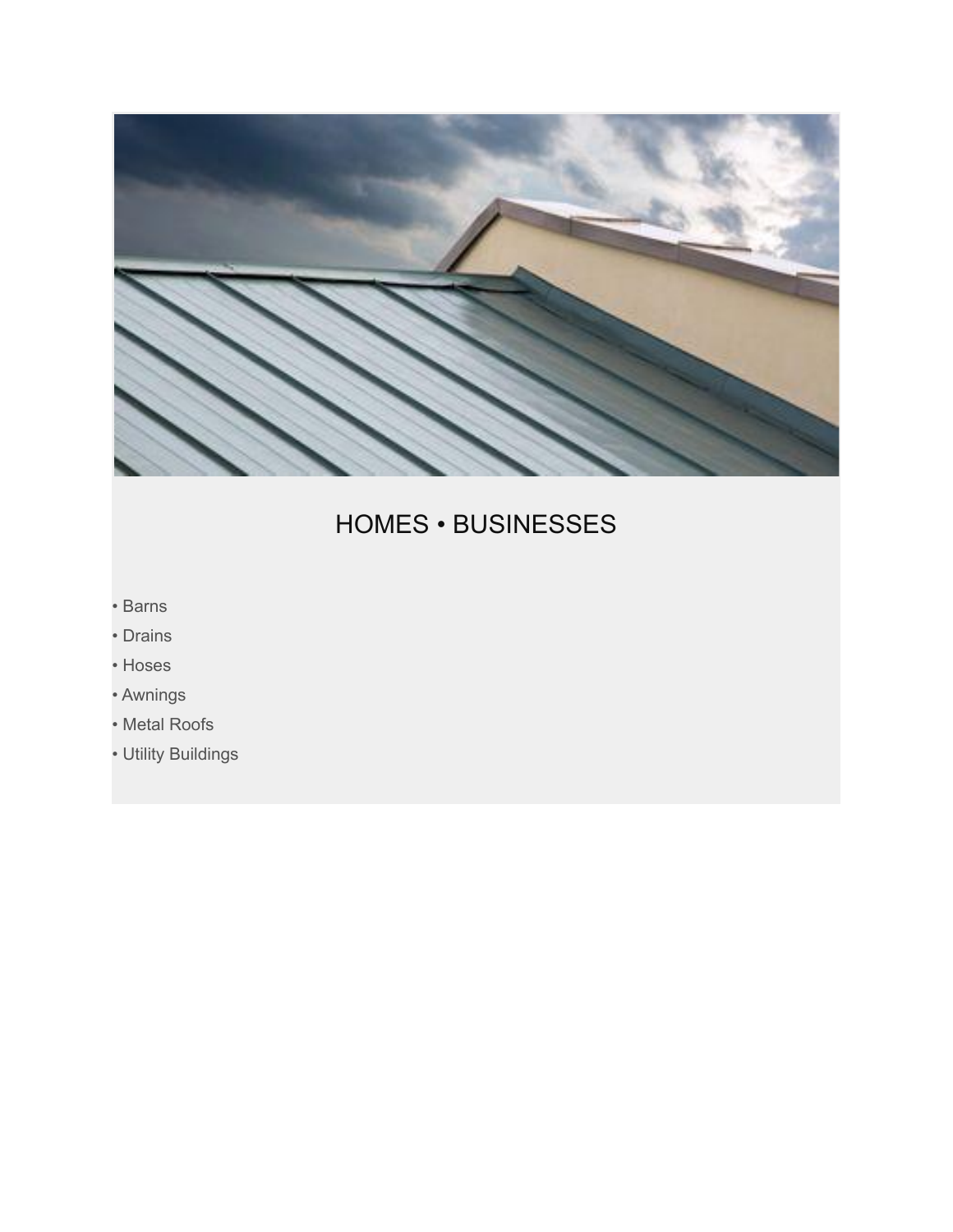HOMES • BUSINESSES

- Barns
- Drains
- Hoses
- Awnings
- Metal Roofs
- Utility Buildings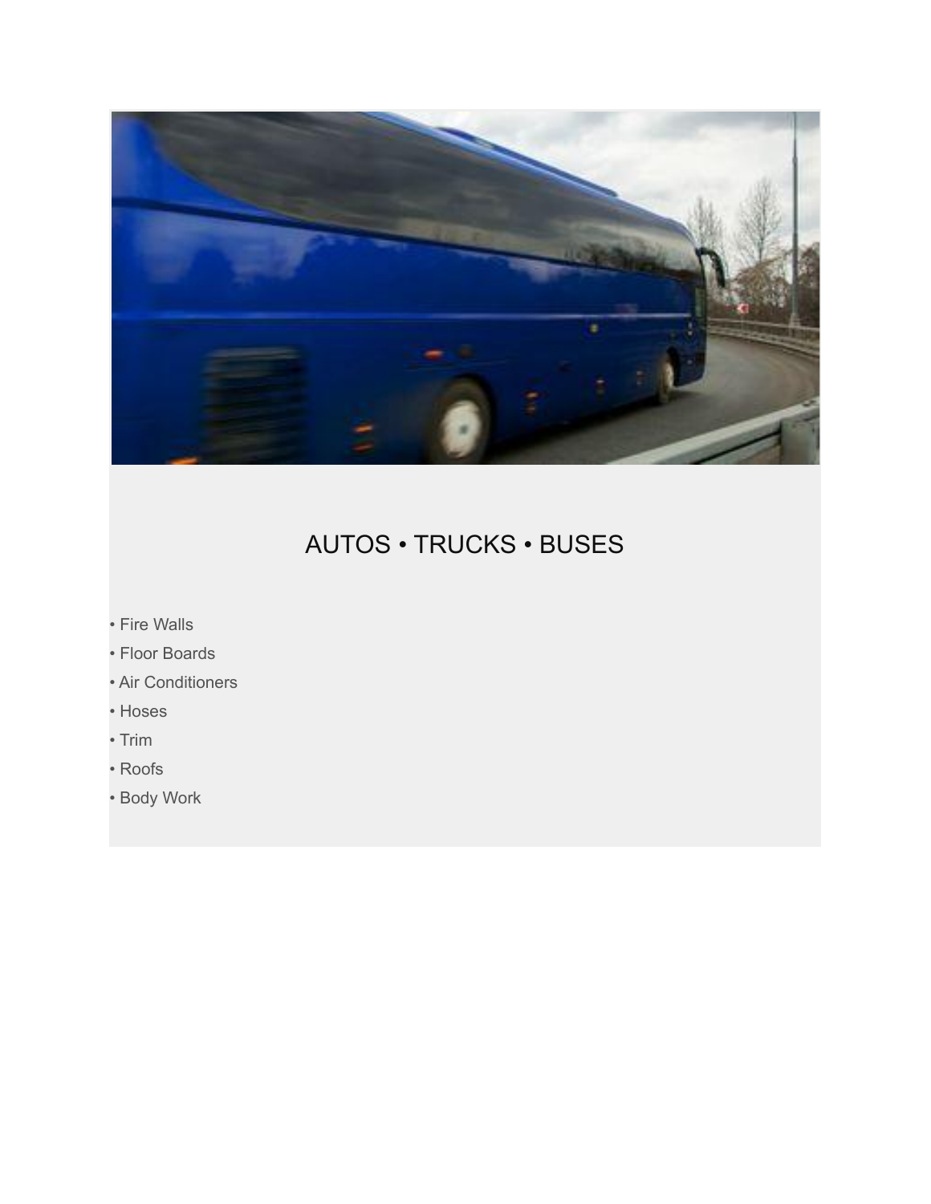## AUTOS • TRUCKS • BUSES

- Fire Walls
- Floor Boards
- Air Conditioners
- Hoses
- Trim
- Roofs
- Body Work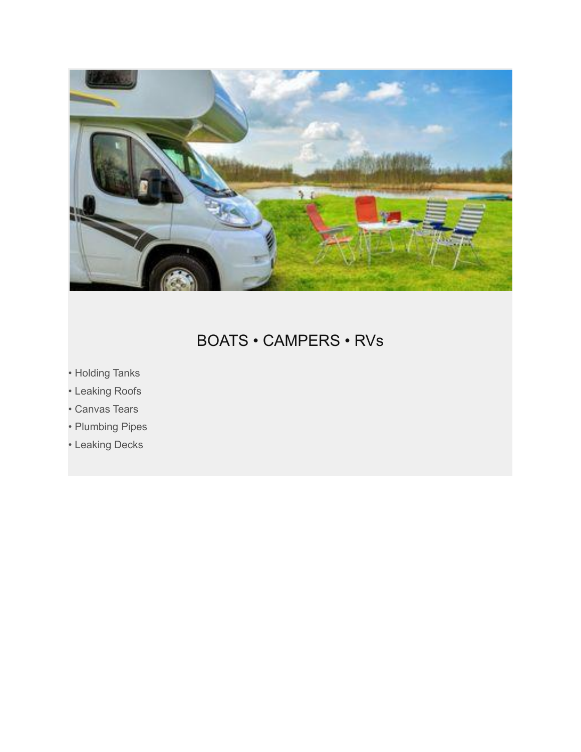## BOATS • CAMPERS • RVs

- Holding Tanks
- Leaking Roofs
- Canvas Tears
- Plumbing Pipes
- Leaking Decks